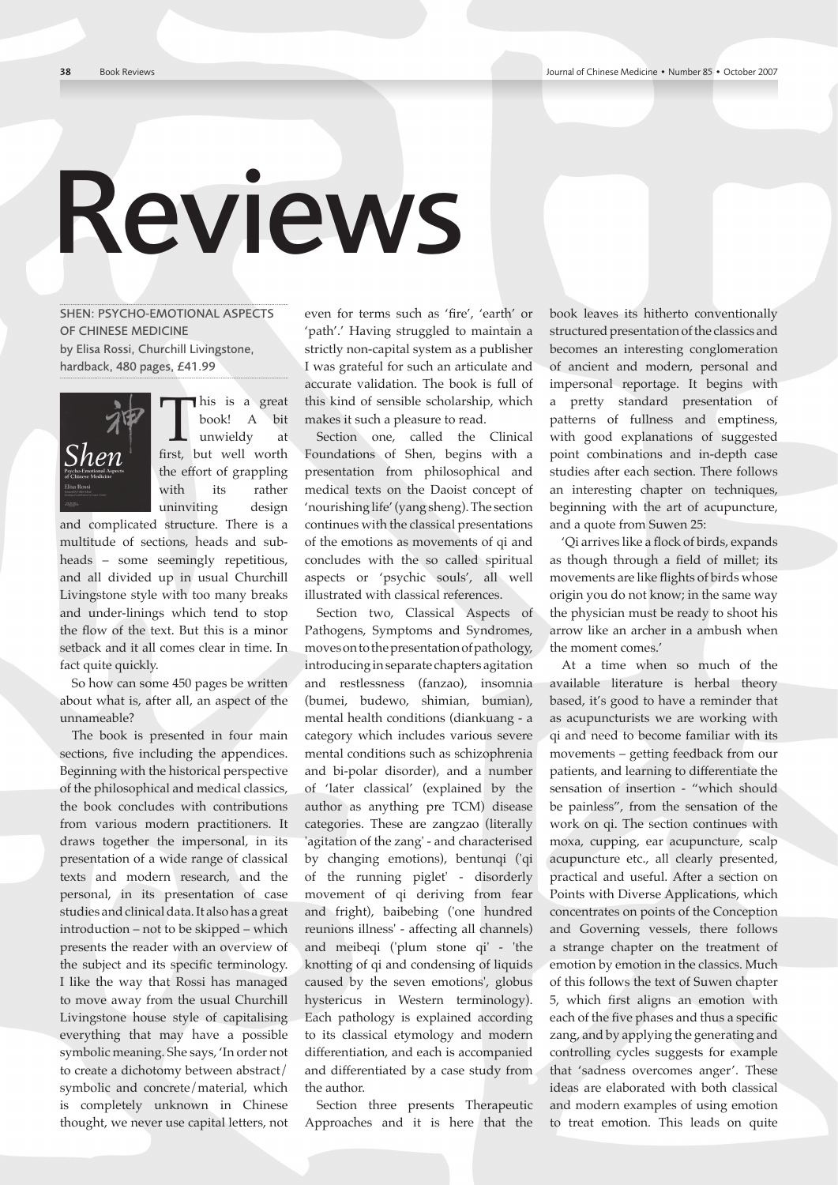# Reviews

## SHEN: PSYCHO-EMOTIONAL ASPECTS OF CHINESE MEDICINE

by Elisa Rossi, Churchill Livingstone, hardback, 480 pages, £41.99

This is a great book! A bit unwieldy at first, but well worth the effort of grappling with its rather uninviting design and complicated structure. There is a multitude of sections, heads and subheads – some seemingly repetitious, and all divided up in usual Churchill Livingstone style with too many breaks and under-linings which tend to stop the flow of the text. But this is a minor setback and it all comes clear in time. In fact quite quickly.

So how can some 450 pages be written about what is, after all, an aspect of the unnameable?

The book is presented in four main sections, five including the appendices. Beginning with the historical perspective of the philosophical and medical classics, the book concludes with contributions from various modern practitioners. It draws together the impersonal, in its presentation of a wide range of classical texts and modern research, and the personal, in its presentation of case studies and clinical data. It also has a great introduction – not to be skipped – which presents the reader with an overview of the subject and its specific terminology. I like the way that Rossi has managed to move away from the usual Churchill Livingstone house style of capitalising everything that may have a possible symbolic meaning. She says, 'In order not to create a dichotomy between abstract/symbolic and concrete/material, which is completely unknown in Chinese thought, we never use capital letters, not even for terms such as 'fire', 'earth' or 'path'.' Having struggled to maintain a strictly non-capital system as a publisher I was grateful for such an articulate and accurate validation. The book is full of this kind of sensible scholarship, which makes it such a pleasure to read.

Section one, called the Clinical Foundations of Shen, begins with a presentation from philosophical and medical texts on the Daoist concept of 'nourishing life' (yang sheng). The section continues with the classical presentations of the emotions as movements of qi and concludes with the so called spiritual aspects or 'psychic souls', all well illustrated with classical references.

Section two, Classical Aspects of Pathogens, Symptoms and Syndromes, moves on to the presentation of pathology, introducing in separate chapters agitation and restlessness (fanzao), insomnia (bumei, budewo, shimian, bumian), mental health conditions (diankuang - a category which includes various severe mental conditions such as schizophrenia and bi-polar disorder), and a number of 'later classical' (explained by the author as anything pre TCM) disease categories. These are zangzao (literally 'agitation of the zang' - and characterised by changing emotions), bentunqi ('qi of the running piglet' - disorderly movement of qi deriving from fear and fright), baibebing ('one hundred reunions illness' - affecting all channels) and meibeqi ('plum stone qi' - 'the knotting of qi and condensing of liquids caused by the seven emotions', globus hystericus in Western terminology). Each pathology is explained according to its classical etymology and modern differentiation, and each is accompanied and differentiated by a case study from the author.

Section three presents Therapeutic Approaches and it is here that the book leaves its hitherto conventionally structured presentation of the classics and becomes an interesting conglomeration of ancient and modern, personal and impersonal reportage. It begins with a pretty standard presentation of patterns of fullness and emptiness, with good explanations of suggested point combinations and in-depth case studies after each section. There follows an interesting chapter on techniques, beginning with the art of acupuncture, and a quote from Suwen 25:

'Qi arrives like a flock of birds, expands as though through a field of millet; its movements are like flights of birds whose origin you do not know; in the same way the physician must be ready to shoot his arrow like an archer in a ambush when the moment comes.'

At a time when so much of the available literature is herbal theory based, it's good to have a reminder that as acupuncturists we are working with qi and need to become familiar with its movements – getting feedback from our patients, and learning to differentiate the sensation of insertion - "which should be painless", from the sensation of the moment on qi. The section continues with moxa, cupping, ear acupuncture, scalp acupuncture etc., all clearly presented, practical and useful. After a section on Points with Diverse Applications, which concentrates on points of the Conception and Governing vessels, there follows a strange chapter on the treatment of emotion by emotion in the classics. Much of this follows the text of Suwen chapter 5, which first aligns an emotion with each of the five phases and thus a specific zang, and by applying the generating and controlling cycles suggests for example that 'sadness overcomes anger'. These ideas are elaborated with both classical and modern examples of using emotion to treat emotion. This leads on quite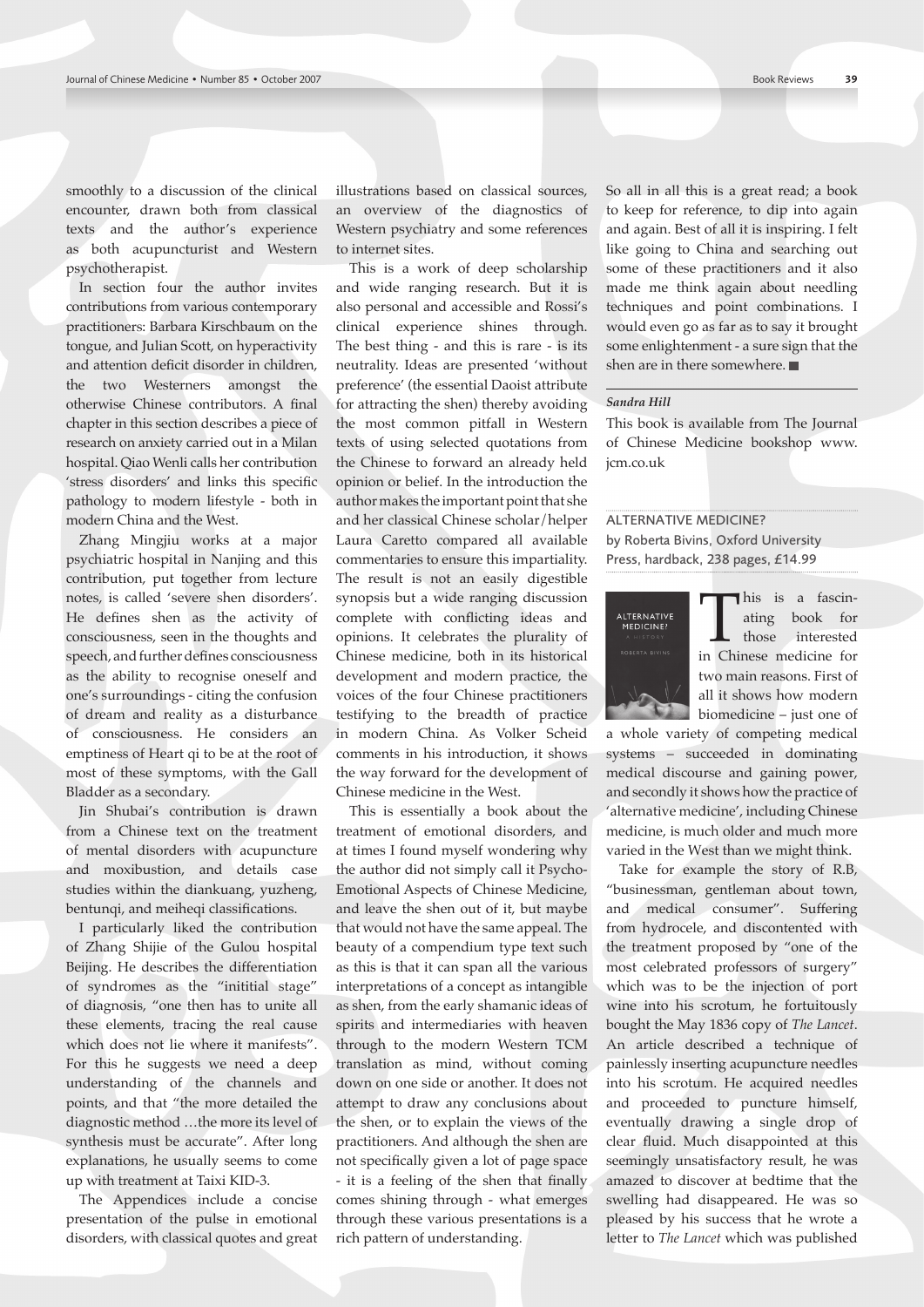smoothly to a discussion of the clinical encounter, drawn both from classical texts and the author's experience as both acupuncturist and Western psychotherapist.

In section four the author invites contributions from various contemporary practitioners: Barbara Kirschbaum on the tongue, and Julian Scott, on hyperactivity and attention deficit disorder in children, the two Westerners amongst the otherwise Chinese contributors. A final chapter in this section describes a piece of research on anxiety carried out in a Milan hospital. Qiao Wenli calls her contribution 'stress disorders' and links this specific pathology to modern lifestyle - both in modern China and the West.

Zhang Mingjiu works at a major psychiatric hospital in Nanjing and this contribution, put together from lecture notes, is called 'severe shen disorders'. He defines shen as the activity of consciousness, seen in the thoughts and speech, and further defines consciousness as the ability to recognise oneself and one's surroundings - citing the confusion of dream and reality as a disturbance of consciousness. He considers an emptiness of Heart qi to be at the root of most of these symptoms, with the Gall Bladder as a secondary.

Jin Shubai's contribution is drawn from a Chinese text on the treatment of mental disorders with acupuncture and moxibustion, and details case studies within the diankuang, yuzheng, bentunqi, and meiheqi classifications.

I particularly liked the contribution of Zhang Shijie of the Gulou hospital Beijing. He describes the differentiation of syndromes as the "initital stage" of diagnosis, "one then has to unite all these elements, tracing the real cause which does not lie where it manifests". For this he suggests we need a deep understanding of the channels and points, and that "the more detailed the diagnostic method …the more its level of synthesis must be accurate". After long explanations, he usually seems to come up with treatment at Taixi KID-3.

The Appendices include a concise presentation of the pulse in emotional disorders, with classical quotes and great illustrations based on classical sources, an overview of the diagnostics of Western psychiatry and some references to internet sites.

This is a work of deep scholarship and wide ranging research. But it is also personal and accessible and Rossi's clinical experience shines through. The best thing - and this is rare - is its neutrality. Ideas are presented 'without preference' (the essential Daoist attribute for attracting the shen) thereby avoiding the most common pitfall in Western texts of using selected quotations from the Chinese to forward an already held opinion or belief. In the introduction the author makes the important point that she and her classical Chinese scholar/helper Laura Caretto compared all available commentaries to ensure this impartiality. The result is not an easily digestible synopsis but a wide ranging discussion complete with conflicting ideas and opinions. It celebrates the plurality of Chinese medicine, both in its historical development and modern practice, the voices of the four Chinese practitioners testifying to the breadth of practice in modern China. As Volker Scheid comments in his introduction, it shows the way forward for the development of Chinese medicine in the West.

This is essentially a book about the treatment of emotional disorders, and at times I found myself wondering why the author did not simply call it Psycho-Emotional Aspects of Chinese Medicine, and leave the shen out of it, but maybe that would not have the same appeal. The beauty of a compendium type text such as this is that it can span all the various interpretations of a concept as intangible as shen, from the early shamanic ideas of spirits and intermediaries with heaven through to the modern Western TCM translation as mind, without coming down on one side or another. It does not attempt to draw any conclusions about the shen, or to explain the views of the practitioners. And although the shen are not specifically given a lot of page space - it is a feeling of the shen that finally comes shining through - what emerges through these various presentations is a rich pattern of understanding.

So all in all this is a great read; a book to keep for reference, to dip into again and again. Best of all it is inspiring. I felt like going to China and searching out some of these practitioners and it also made me think again about needling techniques and point combinations. I would even go as far as to say it brought some enlightenment - a sure sign that the shen are in there somewhere. ■

***Sandra Hill***

This book is available from The Journal of Chinese Medicine bookshop www.jcm.co.uk

## ALTERNATIVE MEDICINE?

by Roberta Bivins, Oxford University Press, hardback, 238 pages, £14.99

This is a fascinating book for those interested in Chinese medicine for two main reasons. First of all it shows how modern biomedicine – just one of a whole variety of competing medical systems – succeeded in dominating medical discourse and gaining power, and secondly it shows how the practice of 'alternative medicine', including Chinese medicine, is much older and much more varied in the West than we might think.

Take for example the story of R.B, "businessman, gentleman about town, and medical consumer". Suffering from hydrocele, and discontented with the treatment proposed by "one of the most celebrated professors of surgery" which was to be the injection of port wine into his scrotum, he fortuitously bought the May 1836 copy of *The Lancet*. An article described a technique of painlessly inserting acupuncture needles into his scrotum. He acquired needles and proceeded to puncture himself, eventually drawing a single drop of clear fluid. Much disappointed at this seemingly unsatisfactory result, he was amazed to discover at bedtime that the swelling had disappeared. He was so pleased by his success that he wrote a letter to *The Lancet* which was published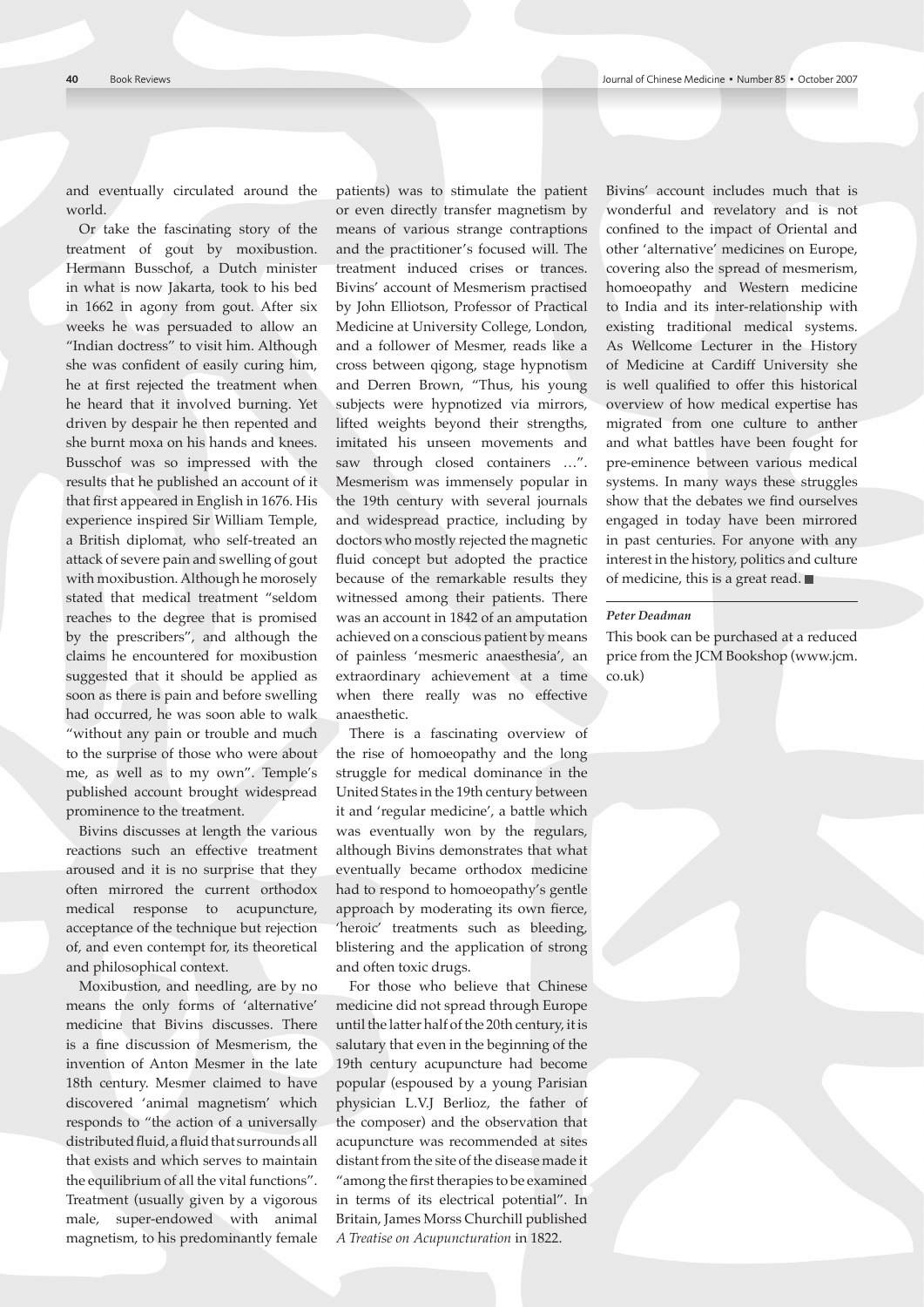and eventually circulated around the world.

Or take the fascinating story of the treatment of gout by moxibustion. Hermann Busschof, a Dutch minister in what is now Jakarta, took to his bed in 1662 in agony from gout. After six weeks he was persuaded to allow an "Indian doctress" to visit him. Although she was confident of easily curing him, he at first rejected the treatment when he heard that it involved burning. Yet driven by despair he then repented and she burnt moxa on his hands and knees. Busschof was so impressed with the results that he published an account of it that first appeared in English in 1676. His experience inspired Sir William Temple, a British diplomat, who self-treated an attack of severe pain and swelling of gout with moxibustion. Although he morosely stated that medical treatment "seldom reaches to the degree that is promised by the prescribers", and although the claims he encountered for moxibustion suggested that it should be applied as soon as there is pain and before swelling had occurred, he was soon able to walk "without any pain or trouble and much to the surprise of those who were about me, as well as to my own". Temple's published account brought widespread prominence to the treatment.

Bivins discusses at length the various reactions such an effective treatment aroused and it is no surprise that they often mirrored the current orthodox medical response to acupuncture, acceptance of the technique but rejection of, and even contempt for, its theoretical and philosophical context.

Moxibustion, and needling, are by no means the only forms of 'alternative' medicine that Bivins discusses. There is a fine discussion of Mesmerism, the invention of Anton Mesmer in the late 18th century. Mesmer claimed to have discovered 'animal magnetism' which responds to "the action of a universally distributed fluid, a fluid that surrounds all that exists and which serves to maintain the equilibrium of all the vital functions". Treatment (usually given by a vigorous male, super-endowed with animal magnetism, to his predominantly female patients) was to stimulate the patient or even directly transfer magnetism by means of various strange contraptions and the practitioner's focused will. The treatment induced crises or trances. Bivins' account of Mesmerism practised by John Elliotson, Professor of Practical Medicine at University College, London, and a follower of Mesmer, reads like a cross between qigong, stage hypnotism and Derren Brown, "Thus, his young subjects were hypnotized via mirrors, lifted weights beyond their strengths, imitated his unseen movements and saw through closed containers …". Mesmerism was immensely popular in the 19th century with several journals and widespread practice, including by doctors who mostly rejected the magnetic fluid concept but adopted the practice because of the remarkable results they witnessed among their patients. There was an account in 1842 of an amputation achieved on a conscious patient by means of painless 'mesmeric anaesthesia', an extraordinary achievement at a time when there really was no effective anaesthetic.

There is a fascinating overview of the rise of homoeopathy and the long struggle for medical dominance in the United States in the 19th century between it and 'regular medicine', a battle which was eventually won by the regulars, although Bivins demonstrates that what eventually became orthodox medicine had to respond to homoeopathy's gentle approach by moderating its own fierce, 'heroic' treatments such as bleeding, blistering and the application of strong and often toxic drugs.

For those who believe that Chinese medicine did not spread through Europe until the latter half of the 20th century, it is salutary that even in the beginning of the 19th century acupuncture had become popular (espoused by a young Parisian physician L.V.J Berlioz, the father of the composer) and the observation that acupuncture was recommended at sites distant from the site of the disease made it "among the first therapies to be examined in terms of its electrical potential". In Britain, James Morss Churchill published *A Treatise on Acupuncturation* in 1822.

Bivins' account includes much that is wonderful and revelatory and is not confined to the impact of Oriental and other 'alternative' medicines on Europe, covering also the spread of mesmerism, homoeopathy and Western medicine to India and its inter-relationship with existing traditional medical systems. As Wellcome Lecturer in the History of Medicine at Cardiff University she is well qualified to offer this historical overview of how medical expertise has migrated from one culture to anther and what battles have been fought for pre-eminence between various medical systems. In many ways these struggles show that the debates we find ourselves engaged in today have been mirrored in past centuries. For anyone with any interest in the history, politics and culture of medicine, this is a great read. ■

***Peter Deadman***

This book can be purchased at a reduced price from the JCM Bookshop (www.jcm.co.uk)